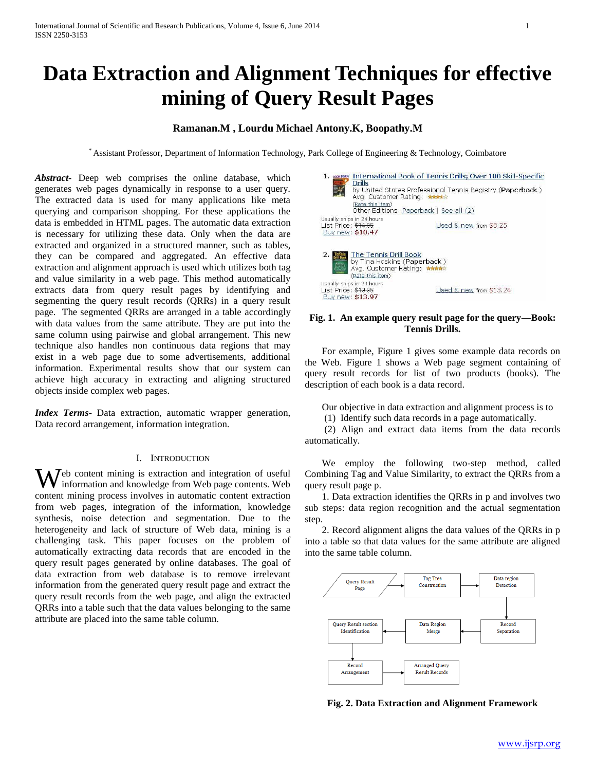# Data Extraction and Alignment Techniques for effective mining of Query Result Pages

**Ramanan.M , Lourdu Michael Antony.K, Boopathy.M**

[*] Assistant Professor, Department of Information Technology, Park College of Engineering & Technology, Coimbatore

***Abstract***- Deep web comprises the online database, which generates web pages dynamically in response to a user query. The extracted data is used for many applications like meta querying and comparison shopping. For these applications the data is embedded in HTML pages. The automatic data extraction is necessary for utilizing these data. Only when the data are extracted and organized in a structured manner, such as tables, they can be compared and aggregated. An effective data extraction and alignment approach is used which utilizes both tag and value similarity in a web page. This method automatically extracts data from query result pages by identifying and segmenting the query result records (QRRs) in a query result page. The segmented QRRs are arranged in a table accordingly with data values from the same attribute. They are put into the same column using pairwise and global arrangement. This new technique also handles non continuous data regions that may exist in a web page due to some advertisements, additional information. Experimental results show that our system can achieve high accuracy in extracting and aligning structured objects inside complex web pages.

***Index Terms***- Data extraction, automatic wrapper generation, Data record arrangement, information integration.

## I. INTRODUCTION

Web content mining is extraction and integration of useful information and knowledge from Web page contents. Web content mining process involves in automatic content extraction from web pages, integration of the information, knowledge synthesis, noise detection and segmentation. Due to the heterogeneity and lack of structure of Web data, mining is a challenging task. This paper focuses on the problem of automatically extracting data records that are encoded in the query result pages generated by online databases. The goal of data extraction from web database is to remove irrelevant information from the generated query result page and extract the query result records from the web page, and align the extracted QRRs into a table such that the data values belonging to the same attribute are placed into the same table column.

1. International Book of Tennis Drills; Over 100 Skill-Specific Drills
by United States Professional Tennis Registry (Paperback )
Avg. Customer Rating: ★★★★☆
(Rate this item)
Other Editions: Paperback | See all (2)
Usually ships in 24 hours
List Price: ~~$14.95~~ Used & new from $8.25
Buy new: $10.47

2. The Tennis Drill Book
by Tina Hoskins (Paperback )
Avg. Customer Rating: ★★★★☆
(Rate this item)
Usually ships in 24 hours
List Price: ~~$19.95~~ Used & new from $13.24
Buy new: $13.97

**Fig. 1. An example query result page for the query—Book: Tennis Drills.**

For example, Figure 1 gives some example data records on the Web. Figure 1 shows a Web page segment containing of query result records for list of two products (books). The description of each book is a data record.

Our objective in data extraction and alignment process is to

(1) Identify such data records in a page automatically.

(2) Align and extract data items from the data records automatically.

We employ the following two-step method, called Combining Tag and Value Similarity, to extract the QRRs from a query result page p.

1. Data extraction identifies the QRRs in p and involves two sub steps: data region recognition and the actual segmentation step.

2. Record alignment aligns the data values of the QRRs in p into a table so that data values for the same attribute are aligned into the same table column.

Query Result Page → Tag Tree Construction → Data region Detection → Record Separation → Data Region Merge → Query Result section Identification → Record Arrangement → Arranged Query Result Records

**Fig. 2. Data Extraction and Alignment Framework**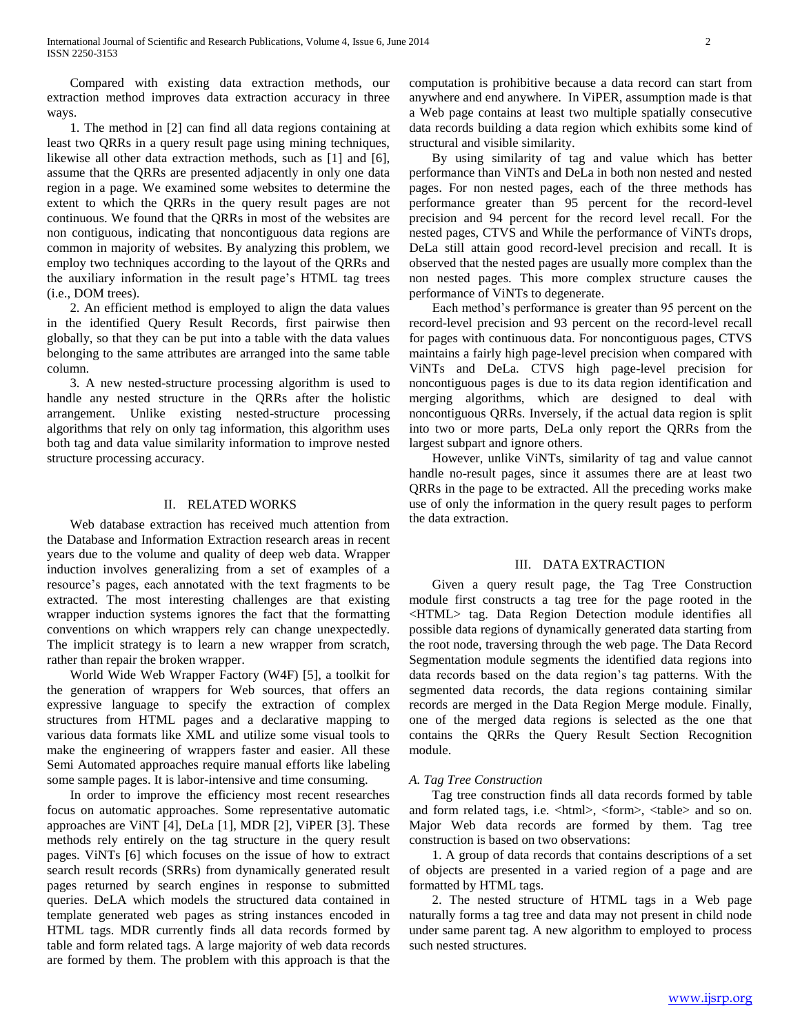Compared with existing data extraction methods, our extraction method improves data extraction accuracy in three ways.

1. The method in [2] can find all data regions containing at least two QRRs in a query result page using mining techniques, likewise all other data extraction methods, such as [1] and [6], assume that the QRRs are presented adjacently in only one data region in a page. We examined some websites to determine the extent to which the QRRs in the query result pages are not continuous. We found that the QRRs in most of the websites are non contiguous, indicating that noncontiguous data regions are common in majority of websites. By analyzing this problem, we employ two techniques according to the layout of the QRRs and the auxiliary information in the result page's HTML tag trees (i.e., DOM trees).

2. An efficient method is employed to align the data values in the identified Query Result Records, first pairwise then globally, so that they can be put into a table with the data values belonging to the same attributes are arranged into the same table column.

3. A new nested-structure processing algorithm is used to handle any nested structure in the QRRs after the holistic arrangement. Unlike existing nested-structure processing algorithms that rely on only tag information, this algorithm uses both tag and data value similarity information to improve nested structure processing accuracy.

## II. RELATED WORKS

Web database extraction has received much attention from the Database and Information Extraction research areas in recent years due to the volume and quality of deep web data. Wrapper induction involves generalizing from a set of examples of a resource's pages, each annotated with the text fragments to be extracted. The most interesting challenges are that existing wrapper induction systems ignores the fact that the formatting conventions on which wrappers rely can change unexpectedly. The implicit strategy is to learn a new wrapper from scratch, rather than repair the broken wrapper.

World Wide Web Wrapper Factory (W4F) [5], a toolkit for the generation of wrappers for Web sources, that offers an expressive language to specify the extraction of complex structures from HTML pages and a declarative mapping to various data formats like XML and utilize some visual tools to make the engineering of wrappers faster and easier. All these Semi Automated approaches require manual efforts like labeling some sample pages. It is labor-intensive and time consuming.

In order to improve the efficiency most recent researches focus on automatic approaches. Some representative automatic approaches are ViNT [4], DeLa [1], MDR [2], ViPER [3]. These methods rely entirely on the tag structure in the query result pages. ViNTs [6] which focuses on the issue of how to extract search result records (SRRs) from dynamically generated result pages returned by search engines in response to submitted queries. DeLA which models the structured data contained in template generated web pages as string instances encoded in HTML tags. MDR currently finds all data records formed by table and form related tags. A large majority of web data records are formed by them. The problem with this approach is that the computation is prohibitive because a data record can start from anywhere and end anywhere. In ViPER, assumption made is that a Web page contains at least two multiple spatially consecutive data records building a data region which exhibits some kind of structural and visible similarity.

By using similarity of tag and value which has better performance than ViNTs and DeLa in both non nested and nested pages. For non nested pages, each of the three methods has performance greater than 95 percent for the record-level precision and 94 percent for the record level recall. For the nested pages, CTVS and While the performance of ViNTs drops, DeLa still attain good record-level precision and recall. It is observed that the nested pages are usually more complex than the non nested pages. This more complex structure causes the performance of ViNTs to degenerate.

Each method's performance is greater than 95 percent on the record-level precision and 93 percent on the record-level recall for pages with continuous data. For noncontiguous pages, CTVS maintains a fairly high page-level precision when compared with ViNTs and DeLa. CTVS high page-level precision for noncontiguous pages is due to its data region identification and merging algorithms, which are designed to deal with noncontiguous QRRs. Inversely, if the actual data region is split into two or more parts, DeLa only report the QRRs from the largest subpart and ignore others.

However, unlike ViNTs, similarity of tag and value cannot handle no-result pages, since it assumes there are at least two QRRs in the page to be extracted. All the preceding works make use of only the information in the query result pages to perform the data extraction.

## III. DATA EXTRACTION

Given a query result page, the Tag Tree Construction module first constructs a tag tree for the page rooted in the <HTML> tag. Data Region Detection module identifies all possible data regions of dynamically generated data starting from the root node, traversing through the web page. The Data Record Segmentation module segments the identified data regions into data records based on the data region's tag patterns. With the segmented data records, the data regions containing similar records are merged in the Data Region Merge module. Finally, one of the merged data regions is selected as the one that contains the QRRs the Query Result Section Recognition module.

### *A. Tag Tree Construction*

Tag tree construction finds all data records formed by table and form related tags, i.e. <html>, <form>, <table> and so on. Major Web data records are formed by them. Tag tree construction is based on two observations:

1. A group of data records that contains descriptions of a set of objects are presented in a varied region of a page and are formatted by HTML tags.

2. The nested structure of HTML tags in a Web page naturally forms a tag tree and data may not present in child node under same parent tag. A new algorithm to employed to process such nested structures.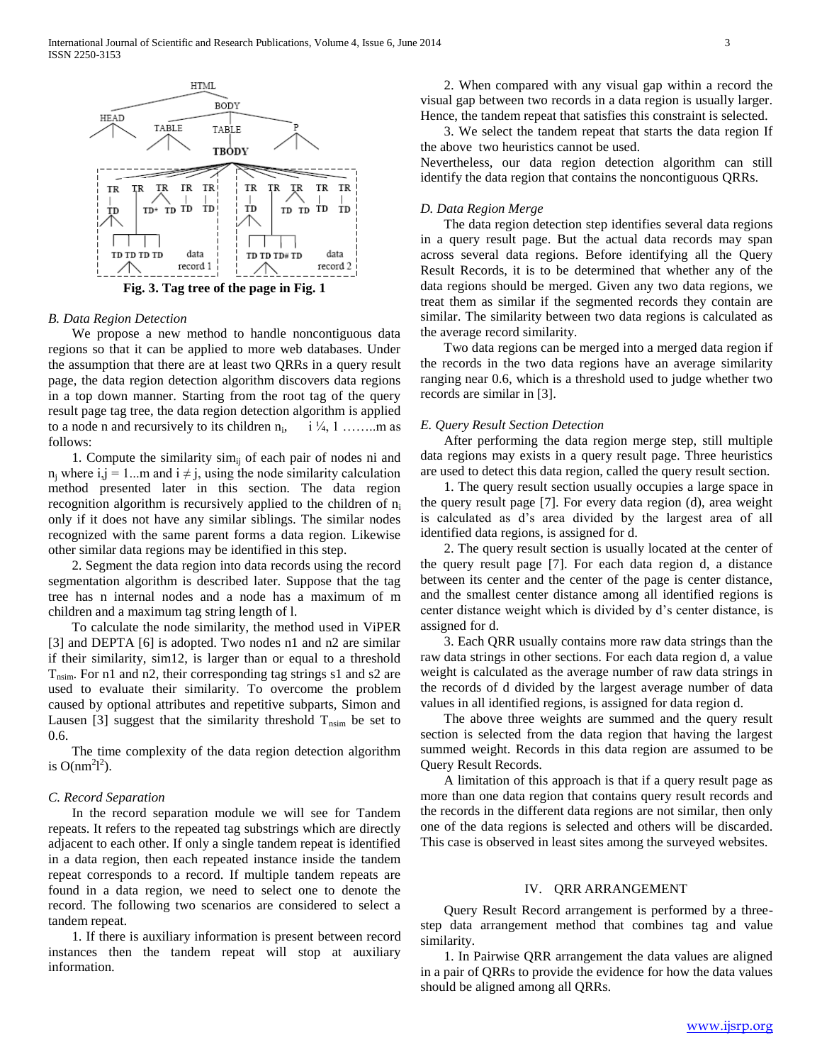Fig. 3. Tag tree of the page in Fig. 1

### B. Data Region Detection

We propose a new method to handle noncontiguous data regions so that it can be applied to more web databases. Under the assumption that there are at least two QRRs in a query result page, the data region detection algorithm discovers data regions in a top down manner. Starting from the root tag of the query result page tag tree, the data region detection algorithm is applied to a node n and recursively to its children $n_i$, i ¼, 1 ……..m as follows:

1. Compute the similarity $sim_{ij}$ of each pair of nodes ni and $n_j$ where i,j = 1...m and $i \neq j$, using the node similarity calculation method presented later in this section. The data region recognition algorithm is recursively applied to the children of $n_i$ only if it does not have any similar siblings. The similar nodes recognized with the same parent forms a data region. Likewise other similar data regions may be identified in this step.

2. Segment the data region into data records using the record segmentation algorithm is described later. Suppose that the tag tree has n internal nodes and a node has a maximum of m children and a maximum tag string length of l.

To calculate the node similarity, the method used in ViPER [3] and DEPTA [6] is adopted. Two nodes n1 and n2 are similar if their similarity, sim12, is larger than or equal to a threshold $T_{nsim}$. For n1 and n2, their corresponding tag strings s1 and s2 are used to evaluate their similarity. To overcome the problem caused by optional attributes and repetitive subparts, Simon and Lausen [3] suggest that the similarity threshold $T_{nsim}$ be set to 0.6.

The time complexity of the data region detection algorithm is $O(nm^2l^2)$.

### C. Record Separation

In the record separation module we will see for Tandem repeats. It refers to the repeated tag substrings which are directly adjacent to each other. If only a single tandem repeat is identified in a data region, then each repeated instance inside the tandem repeat corresponds to a record. If multiple tandem repeats are found in a data region, we need to select one to denote the record. The following two scenarios are considered to select a tandem repeat.

1. If there is auxiliary information is present between record instances then the tandem repeat will stop at auxiliary information.

2. When compared with any visual gap within a record the visual gap between two records in a data region is usually larger. Hence, the tandem repeat that satisfies this constraint is selected.

3. We select the tandem repeat that starts the data region If the above two heuristics cannot be used.

Nevertheless, our data region detection algorithm can still identify the data region that contains the noncontiguous QRRs.

### D. Data Region Merge

The data region detection step identifies several data regions in a query result page. But the actual data records may span across several data regions. Before identifying all the Query Result Records, it is to be determined that whether any of the data regions should be merged. Given any two data regions, we treat them as similar if the segmented records they contain are similar. The similarity between two data regions is calculated as the average record similarity.

Two data regions can be merged into a merged data region if the records in the two data regions have an average similarity ranging near 0.6, which is a threshold used to judge whether two records are similar in [3].

### E. Query Result Section Detection

After performing the data region merge step, still multiple data regions may exists in a query result page. Three heuristics are used to detect this data region, called the query result section.

1. The query result section usually occupies a large space in the query result page [7]. For every data region (d), area weight is calculated as d's area divided by the largest area of all identified data regions, is assigned for d.

2. The query result section is usually located at the center of the query result page [7]. For each data region d, a distance between its center and the center of the page is center distance, and the smallest center distance among all identified regions is center distance weight which is divided by d's center distance, is assigned for d.

3. Each QRR usually contains more raw data strings than the raw data strings in other sections. For each data region d, a value weight is calculated as the average number of raw data strings in the records of d divided by the largest average number of data values in all identified regions, is assigned for data region d.

The above three weights are summed and the query result section is selected from the data region that having the largest summed weight. Records in this data region are assumed to be Query Result Records.

A limitation of this approach is that if a query result page as more than one data region that contains query result records and the records in the different data regions are not similar, then only one of the data regions is selected and others will be discarded. This case is observed in least sites among the surveyed websites.

## IV. QRR ARRANGEMENT

Query Result Record arrangement is performed by a three-step data arrangement method that combines tag and value similarity.

1. In Pairwise QRR arrangement the data values are aligned in a pair of QRRs to provide the evidence for how the data values should be aligned among all QRRs.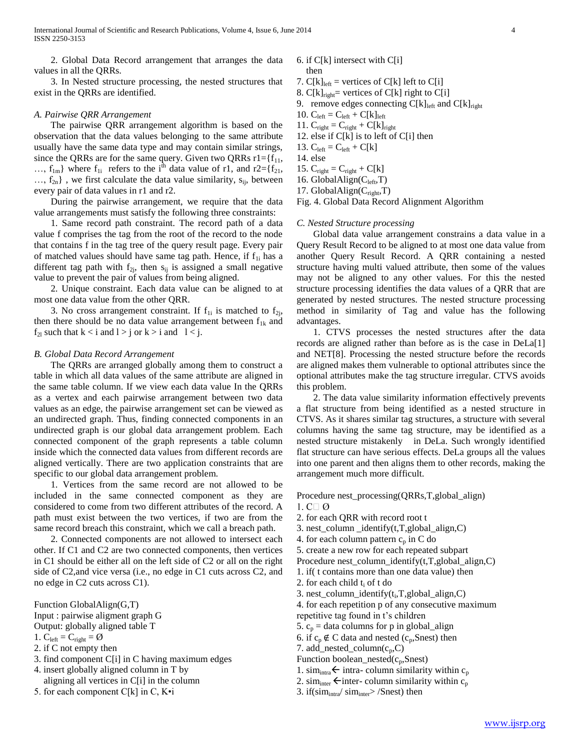2. Global Data Record arrangement that arranges the data values in all the QRRs.

3. In Nested structure processing, the nested structures that exist in the QRRs are identified.

### *A. Pairwise QRR Arrangement*

The pairwise QRR arrangement algorithm is based on the observation that the data values belonging to the same attribute usually have the same data type and may contain similar strings, since the QRRs are for the same query. Given two QRRs $r1=\{f_{11}, \ldots, f_{1m}\}$ where $f_{1i}$ refers to the $i^{th}$ data value of r1, and $r2=\{f_{21}, \ldots, f_{2n}\}$ , we first calculate the data value similarity, $s_{ij}$, between every pair of data values in r1 and r2.

During the pairwise arrangement, we require that the data value arrangements must satisfy the following three constraints:

1. Same record path constraint. The record path of a data value f comprises the tag from the root of the record to the node that contains f in the tag tree of the query result page. Every pair of matched values should have same tag path. Hence, if $f_{1i}$ has a different tag path with $f_{2j}$, then $s_{ij}$ is assigned a small negative value to prevent the pair of values from being aligned.

2. Unique constraint. Each data value can be aligned to at most one data value from the other QRR.

3. No cross arrangement constraint. If $f_{1i}$ is matched to $f_{2j}$, then there should be no data value arrangement between $f_{1k}$ and $f_{2l}$ such that $k < i$ and $l > j$ or $k > i$ and $l < j$.

### *B. Global Data Record Arrangement*

The QRRs are arranged globally among them to construct a table in which all data values of the same attribute are aligned in the same table column. If we view each data value In the QRRs as a vertex and each pairwise arrangement between two data values as an edge, the pairwise arrangement set can be viewed as an undirected graph. Thus, finding connected components in an undirected graph is our global data arrangement problem. Each connected component of the graph represents a table column inside which the connected data values from different records are aligned vertically. There are two application constraints that are specific to our global data arrangement problem.

1. Vertices from the same record are not allowed to be included in the same connected component as they are considered to come from two different attributes of the record. A path must exist between the two vertices, if two are from the same record breach this constraint, which we call a breach path.

2. Connected components are not allowed to intersect each other. If C1 and C2 are two connected components, then vertices in C1 should be either all on the left side of C2 or all on the right side of C2,and vice versa (i.e., no edge in C1 cuts across C2, and no edge in C2 cuts across C1).

```
Function GlobalAlign(G,T)
Input : pairwise aligment graph G
Output: globally aligned table T
1. C_left = C_right = Ø
2. if C not empty then
3. find component C[i] in C having maximum edges
4. insert globally aligned column in T by
   aligning all vertices in C[i] in the column
5. for each component C[k] in C, K•i
6. if C[k] intersect with C[i]
   then
7. C[k]_left = vertices of C[k] left to C[i]
8. C[k]_right= vertices of C[k] right to C[i]
9.  remove edges connecting C[k]_left and C[k]_right
10. C_left = C_left + C[k]_left
11. C_right = C_right + C[k]_right
12. else if C[k] is to left of C[i] then
13. C_left = C_left + C[k]
14. else
15. C_right = C_right + C[k]
16. GlobalAlign(C_left,T)
17. GlobalAlign(C_right,T)
```

Fig. 4. Global Data Record Alignment Algorithm

### *C. Nested Structure processing*

Global data value arrangement constrains a data value in a Query Result Record to be aligned to at most one data value from another Query Result Record. A QRR containing a nested structure having multi valued attribute, then some of the values may not be aligned to any other values. For this the nested structure processing identifies the data values of a QRR that are generated by nested structures. The nested structure processing method in similarity of Tag and value has the following advantages.

1. CTVS processes the nested structures after the data records are aligned rather than before as is the case in DeLa[1] and NET[8]. Processing the nested structure before the records are aligned makes them vulnerable to optional attributes since the optional attributes make the tag structure irregular. CTVS avoids this problem.

2. The data value similarity information effectively prevents a flat structure from being identified as a nested structure in CTVS. As it shares similar tag structures, a structure with several columns having the same tag structure, may be identified as a nested structure mistakenly in DeLa. Such wrongly identified flat structure can have serious effects. DeLa groups all the values into one parent and then aligns them to other records, making the arrangement much more difficult.

```
Procedure nest_processing(QRRs,T,global_align)
1. C□ Ø
2. for each QRR with record root t
3. nest_column _identify(t,T,global_align,C)
4. for each column pattern c_p in C do
5. create a new row for each repeated subpart
Procedure nest_column_identify(t,T,global_align,C)
1. if( t contains more than one data value) then
2. for each child t_i of t do
3. nest_column_identify(t_i,T,global_align,C)
4. for each repetition p of any consecutive maximum
repetitive tag found in t's children
5. c_p = data columns for p in global_align
6. if c_p ∉ C data and nested (c_p,Snest) then
7. add_nested_column(c_p,C)
Function boolean_nested(c_p,Snest)
1. sim_intra ← intra- column similarity within c_p
2. sim_inter ←inter- column similarity within c_p
3. if(sim_intra/ sim_inter> /Snest) then
```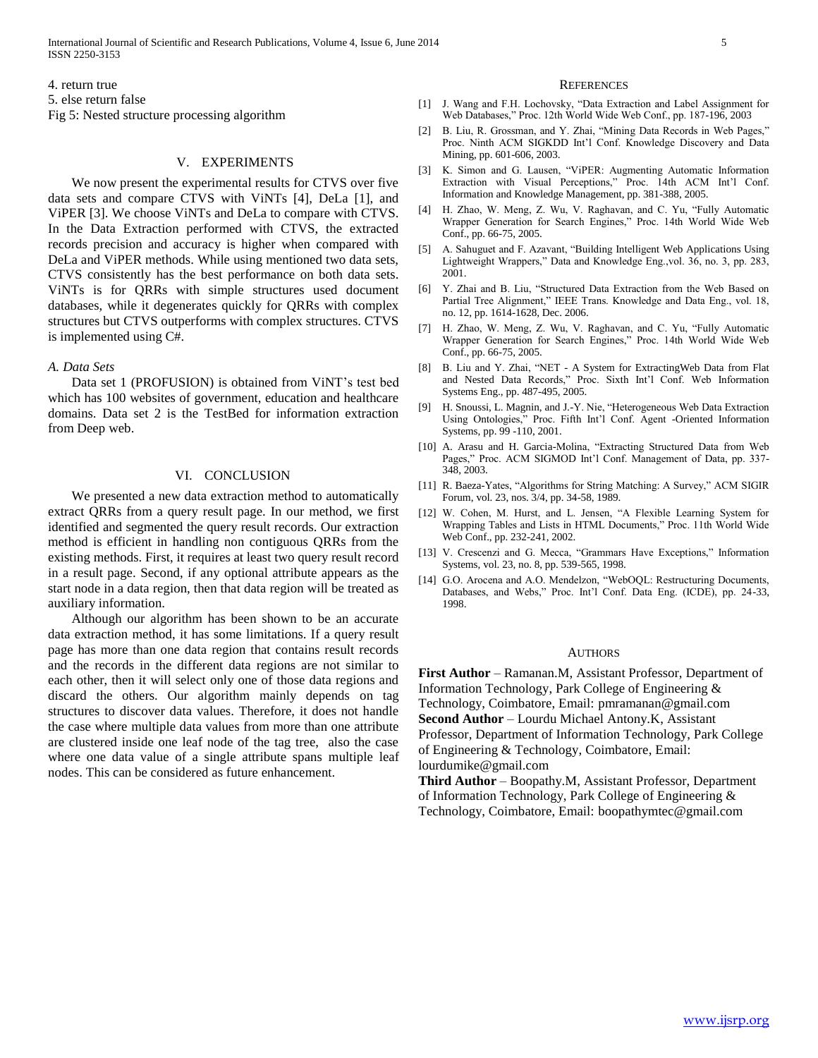4. return true
5. else return false

Fig 5: Nested structure processing algorithm

## V. EXPERIMENTS

We now present the experimental results for CTVS over five data sets and compare CTVS with ViNTs [4], DeLa [1], and ViPER [3]. We choose ViNTs and DeLa to compare with CTVS. In the Data Extraction performed with CTVS, the extracted records precision and accuracy is higher when compared with DeLa and ViPER methods. While using mentioned two data sets, CTVS consistently has the best performance on both data sets. ViNTs is for QRRs with simple structures used document databases, while it degenerates quickly for QRRs with complex structures but CTVS outperforms with complex structures. CTVS is implemented using C#.

### *A. Data Sets*

Data set 1 (PROFUSION) is obtained from ViNT's test bed which has 100 websites of government, education and healthcare domains. Data set 2 is the TestBed for information extraction from Deep web.

## VI. CONCLUSION

We presented a new data extraction method to automatically extract QRRs from a query result page. In our method, we first identified and segmented the query result records. Our extraction method is efficient in handling non contiguous QRRs from the existing methods. First, it requires at least two query result record in a result page. Second, if any optional attribute appears as the start node in a data region, then that data region will be treated as auxiliary information.

Although our algorithm has been shown to be an accurate data extraction method, it has some limitations. If a query result page has more than one data region that contains result records and the records in the different data regions are not similar to each other, then it will select only one of those data regions and discard the others. Our algorithm mainly depends on tag structures to discover data values. Therefore, it does not handle the case where multiple data values from more than one attribute are clustered inside one leaf node of the tag tree, also the case where one data value of a single attribute spans multiple leaf nodes. This can be considered as future enhancement.

## REFERENCES

[1] J. Wang and F.H. Lochovsky, "Data Extraction and Label Assignment for Web Databases," Proc. 12th World Wide Web Conf., pp. 187-196, 2003

[2] B. Liu, R. Grossman, and Y. Zhai, "Mining Data Records in Web Pages," Proc. Ninth ACM SIGKDD Int'l Conf. Knowledge Discovery and Data Mining, pp. 601-606, 2003.

[3] K. Simon and G. Lausen, "ViPER: Augmenting Automatic Information Extraction with Visual Perceptions," Proc. 14th ACM Int'l Conf. Information and Knowledge Management, pp. 381-388, 2005.

[4] H. Zhao, W. Meng, Z. Wu, V. Raghavan, and C. Yu, "Fully Automatic Wrapper Generation for Search Engines," Proc. 14th World Wide Web Conf., pp. 66-75, 2005.

[5] A. Sahuguet and F. Azavant, "Building Intelligent Web Applications Using Lightweight Wrappers," Data and Knowledge Eng.,vol. 36, no. 3, pp. 283, 2001.

[6] Y. Zhai and B. Liu, "Structured Data Extraction from the Web Based on Partial Tree Alignment," IEEE Trans. Knowledge and Data Eng., vol. 18, no. 12, pp. 1614-1628, Dec. 2006.

[7] H. Zhao, W. Meng, Z. Wu, V. Raghavan, and C. Yu, "Fully Automatic Wrapper Generation for Search Engines," Proc. 14th World Wide Web Conf., pp. 66-75, 2005.

[8] B. Liu and Y. Zhai, "NET - A System for ExtractingWeb Data from Flat and Nested Data Records," Proc. Sixth Int'l Conf. Web Information Systems Eng., pp. 487-495, 2005.

[9] H. Snoussi, L. Magnin, and J.-Y. Nie, "Heterogeneous Web Data Extraction Using Ontologies," Proc. Fifth Int'l Conf. Agent -Oriented Information Systems, pp. 99 -110, 2001.

[10] A. Arasu and H. Garcia-Molina, "Extracting Structured Data from Web Pages," Proc. ACM SIGMOD Int'l Conf. Management of Data, pp. 337-348, 2003.

[11] R. Baeza-Yates, "Algorithms for String Matching: A Survey," ACM SIGIR Forum, vol. 23, nos. 3/4, pp. 34-58, 1989.

[12] W. Cohen, M. Hurst, and L. Jensen, "A Flexible Learning System for Wrapping Tables and Lists in HTML Documents," Proc. 11th World Wide Web Conf., pp. 232-241, 2002.

[13] V. Crescenzi and G. Mecca, "Grammars Have Exceptions," Information Systems, vol. 23, no. 8, pp. 539-565, 1998.

[14] G.O. Arocena and A.O. Mendelzon, "WebOQL: Restructuring Documents, Databases, and Webs," Proc. Int'l Conf. Data Eng. (ICDE), pp. 24-33, 1998.

## AUTHORS

**First Author** – Ramanan.M, Assistant Professor, Department of Information Technology, Park College of Engineering & Technology, Coimbatore, Email: pmramanan@gmail.com

**Second Author** – Lourdu Michael Antony.K, Assistant Professor, Department of Information Technology, Park College of Engineering & Technology, Coimbatore, Email: lourdumike@gmail.com

**Third Author** – Boopathy.M, Assistant Professor, Department of Information Technology, Park College of Engineering & Technology, Coimbatore, Email: boopathymtec@gmail.com